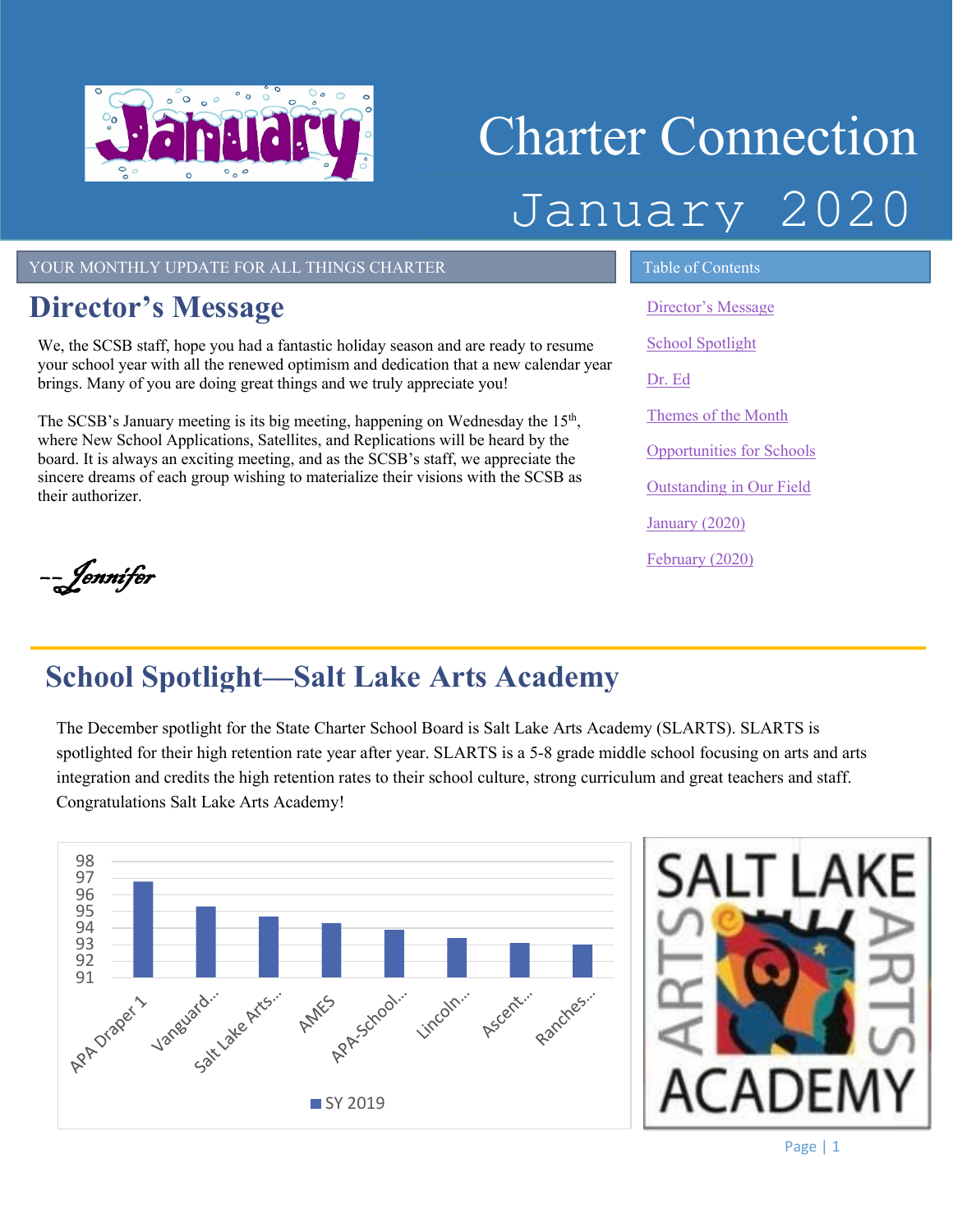# Charter Connection

January 2020

YOUR MONTHLY UPDATE FOR ALL THINGS CHARTER

## Director's Message

We, the SCSB staff, hope you had a fantastic holiday season and are ready to resume your school year with all the renewed optimism and dedication that a new calendar year brings. Many of you are doing great things and we truly appreciate you!

The SCSB's January meeting is its big meeting, happening on Wednesday the 15th, where New School Applications, Satellites, and Replications will be heard by the board. It is always an exciting meeting, and as the SCSB's staff, we appreciate the sincere dreams of each group wishing to materialize their visions with the SCSB as their authorizer.

--Jennifer

### Table of Contents

- Director's Message
- School Spotlight
- Dr. Ed
- Themes of the Month
- Opportunities for Schools
- Outstanding in Our Field
- January (2020)
- February (2020)

## School Spotlight—Salt Lake Arts Academy

The December spotlight for the State Charter School Board is Salt Lake Arts Academy (SLARTS). SLARTS is spotlighted for their high retention rate year after year. SLARTS is a 5-8 grade middle school focusing on arts and arts integration and credits the high retention rates to their school culture, strong curriculum and great teachers and staff. Congratulations Salt Lake Arts Academy!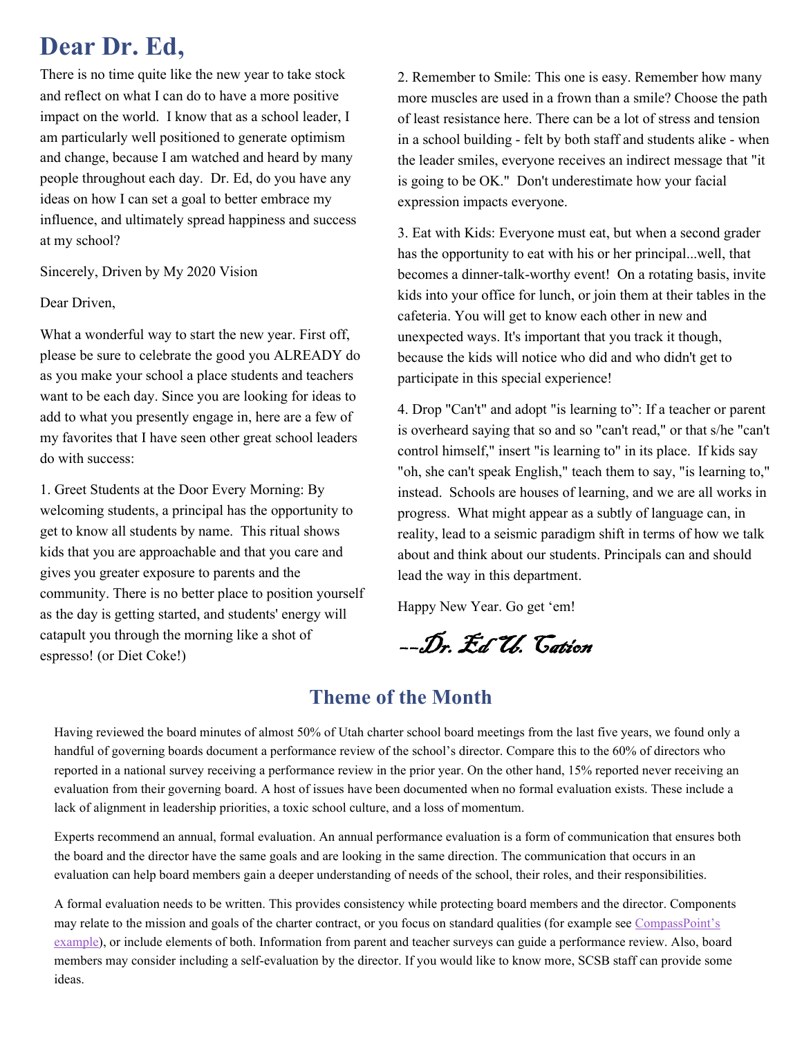# Dear Dr. Ed,

There is no time quite like the new year to take stock and reflect on what I can do to have a more positive impact on the world. I know that as a school leader, I am particularly well positioned to generate optimism and change, because I am watched and heard by many people throughout each day. Dr. Ed, do you have any ideas on how I can set a goal to better embrace my influence, and ultimately spread happiness and success at my school?

Sincerely, Driven by My 2020 Vision

Dear Driven,

What a wonderful way to start the new year. First off, please be sure to celebrate the good you ALREADY do as you make your school a place students and teachers want to be each day. Since you are looking for ideas to add to what you presently engage in, here are a few of my favorites that I have seen other great school leaders do with success:

1. Greet Students at the Door Every Morning: By welcoming students, a principal has the opportunity to get to know all students by name. This ritual shows kids that you are approachable and that you care and gives you greater exposure to parents and the community. There is no better place to position yourself as the day is getting started, and students' energy will catapult you through the morning like a shot of espresso! (or Diet Coke!)

2. Remember to Smile: This one is easy. Remember how many more muscles are used in a frown than a smile? Choose the path of least resistance here. There can be a lot of stress and tension in a school building - felt by both staff and students alike - when the leader smiles, everyone receives an indirect message that "it is going to be OK." Don't underestimate how your facial expression impacts everyone.

3. Eat with Kids: Everyone must eat, but when a second grader has the opportunity to eat with his or her principal...well, that becomes a dinner-talk-worthy event! On a rotating basis, invite kids into your office for lunch, or join them at their tables in the cafeteria. You will get to know each other in new and unexpected ways. It's important that you track it though, because the kids will notice who did and who didn't get to participate in this special experience!

4. Drop "Can't" and adopt "is learning to": If a teacher or parent is overheard saying that so and so "can't read," or that s/he "can't control himself," insert "is learning to" in its place. If kids say "oh, she can't speak English," teach them to say, "is learning to," instead. Schools are houses of learning, and we are all works in progress. What might appear as a subtly of language can, in reality, lead to a seismic paradigm shift in terms of how we talk about and think about our students. Principals can and should lead the way in this department.

Happy New Year. Go get 'em!

*--Dr. Ed U. Cation*

## Theme of the Month

Having reviewed the board minutes of almost 50% of Utah charter school board meetings from the last five years, we found only a handful of governing boards document a performance review of the school's director. Compare this to the 60% of directors who reported in a national survey receiving a performance review in the prior year. On the other hand, 15% reported never receiving an evaluation from their governing board. A host of issues have been documented when no formal evaluation exists. These include a lack of alignment in leadership priorities, a toxic school culture, and a loss of momentum.

Experts recommend an annual, formal evaluation. An annual performance evaluation is a form of communication that ensures both the board and the director have the same goals and are looking in the same direction. The communication that occurs in an evaluation can help board members gain a deeper understanding of needs of the school, their roles, and their responsibilities.

A formal evaluation needs to be written. This provides consistency while protecting board members and the director. Components may relate to the mission and goals of the charter contract, or you focus on standard qualities (for example see CompassPoint's example), or include elements of both. Information from parent and teacher surveys can guide a performance review. Also, board members may consider including a self-evaluation by the director. If you would like to know more, SCSB staff can provide some ideas.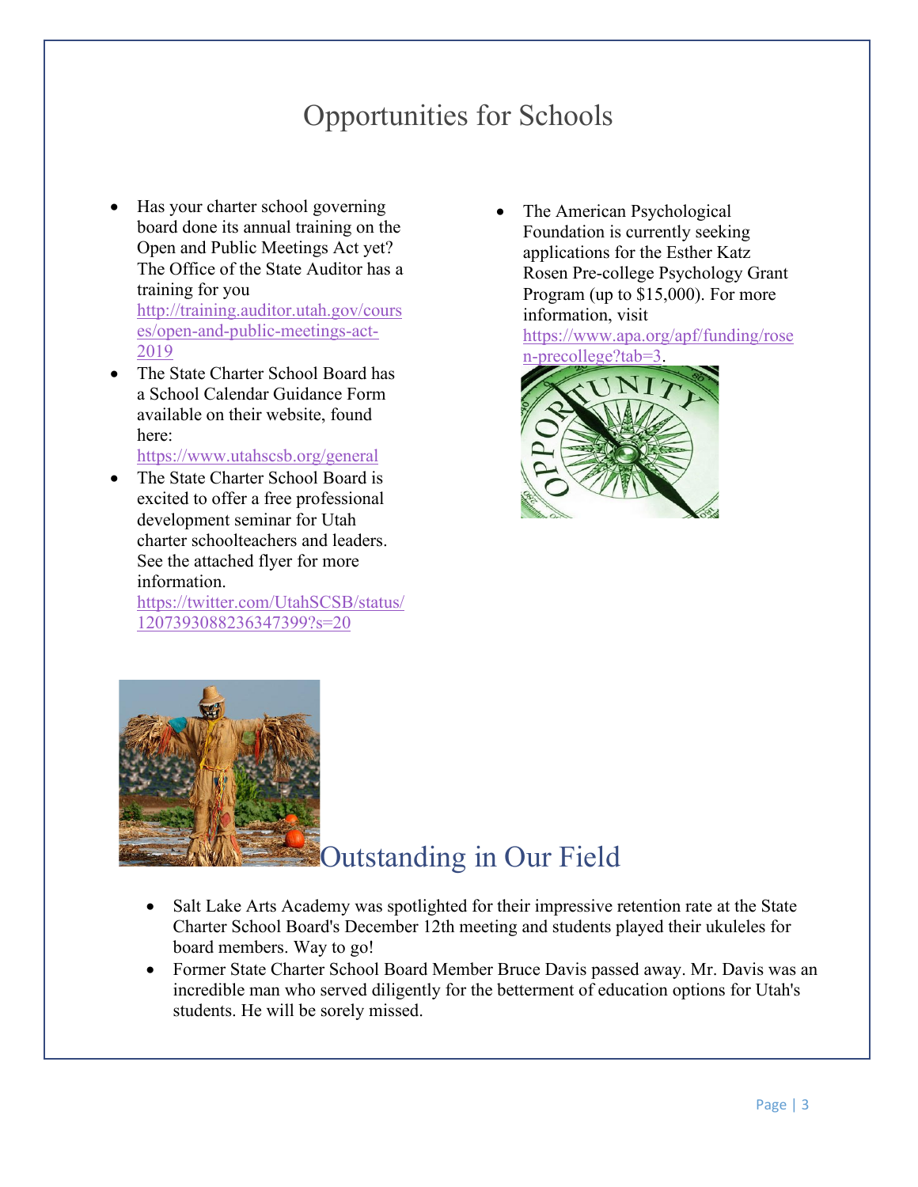# Opportunities for Schools

- Has your charter school governing board done its annual training on the Open and Public Meetings Act yet? The Office of the State Auditor has a training for you http://training.auditor.utah.gov/courses/open-and-public-meetings-act-2019
- The State Charter School Board has a School Calendar Guidance Form available on their website, found here: https://www.utahscsb.org/general
- The State Charter School Board is excited to offer a free professional development seminar for Utah charter schoolteachers and leaders. See the attached flyer for more information. https://twitter.com/UtahSCSB/status/1207393088236347399?s=20
- The American Psychological Foundation is currently seeking applications for the Esther Katz Rosen Pre-college Psychology Grant Program (up to $15,000). For more information, visit https://www.apa.org/apf/funding/rosen-precollege?tab=3.

# Outstanding in Our Field

- Salt Lake Arts Academy was spotlighted for their impressive retention rate at the State Charter School Board's December 12th meeting and students played their ukuleles for board members. Way to go!
- Former State Charter School Board Member Bruce Davis passed away. Mr. Davis was an incredible man who served diligently for the betterment of education options for Utah's students. He will be sorely missed.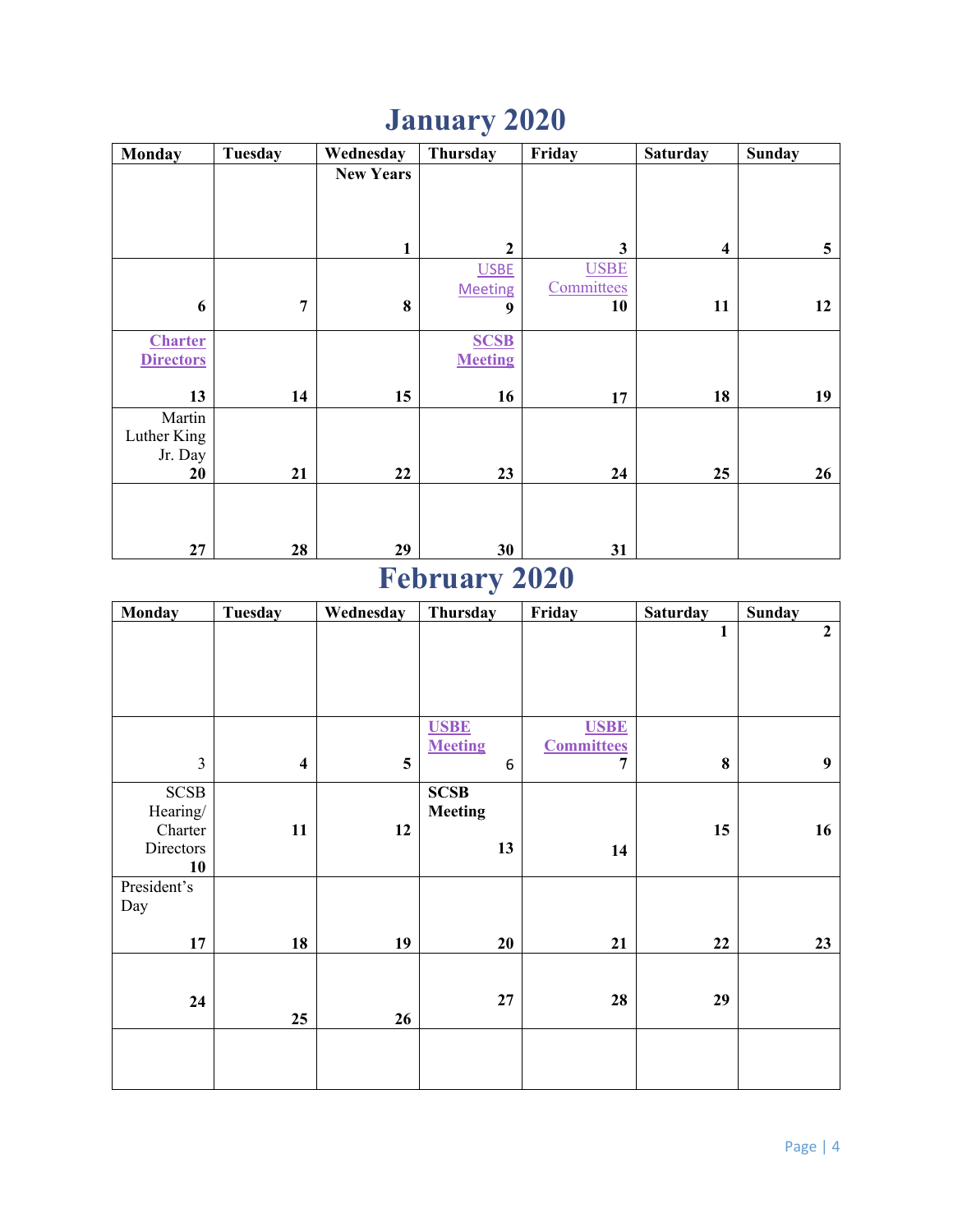# January 2020

| Monday | Tuesday | Wednesday | Thursday | Friday | Saturday | Sunday |
|---|---|---|---|---|---|---|
| | | New Years 1 | 2 | 3 | 4 | 5 |
| 6 | 7 | 8 | USBE Meeting 9 | USBE Committees 10 | 11 | 12 |
| **Charter Directors** 13 | 14 | 15 | **SCSB Meeting** 16 | 17 | 18 | 19 |
| Martin Luther King Jr. Day 20 | 21 | 22 | 23 | 24 | 25 | 26 |
| 27 | 28 | 29 | 30 | 31 | | |

# February 2020

| Monday | Tuesday | Wednesday | Thursday | Friday | Saturday | Sunday |
|---|---|---|---|---|---|---|
| | | | | | 1 | 2 |
| 3 | 4 | 5 | **USBE Meeting** 6 | **USBE Committees** 7 | 8 | 9 |
| SCSB Hearing/ Charter Directors 10 | 11 | 12 | **SCSB Meeting** 13 | 14 | 15 | 16 |
| President's Day 17 | 18 | 19 | 20 | 21 | 22 | 23 |
| 24 | 25 | 26 | 27 | 28 | 29 | |
| | | | | | | |